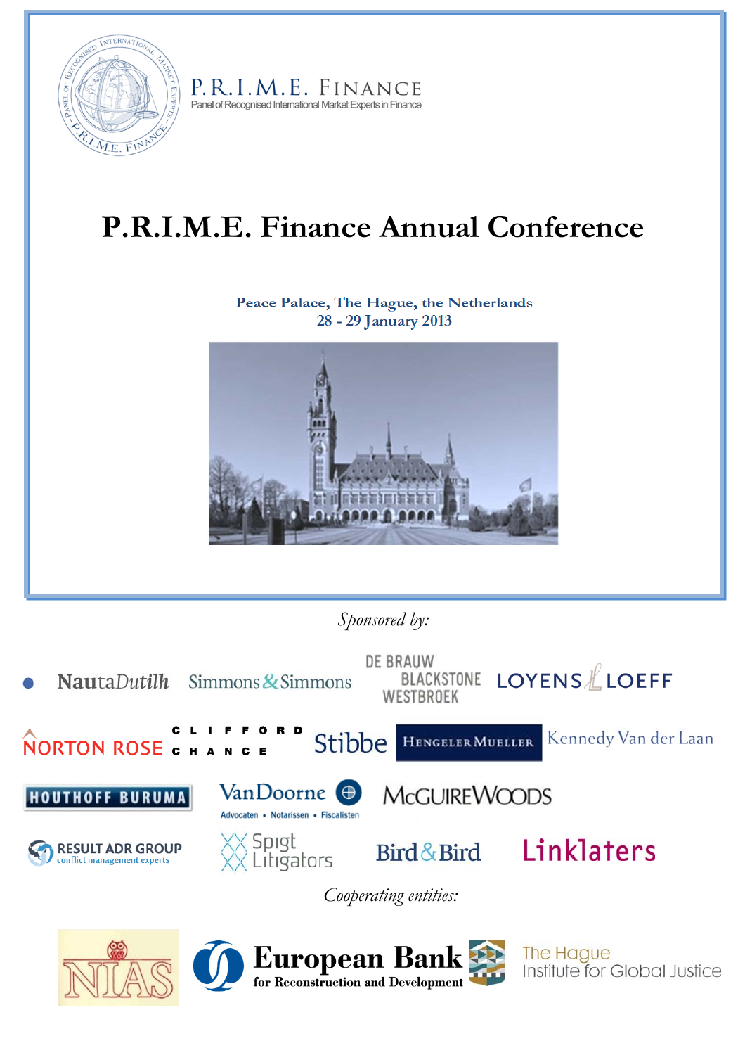P.R.I.M.E. FINANCE
Panel of Recognised International Market Experts in Finance

# P.R.I.M.E. Finance Annual Conference

Peace Palace, The Hague, the Netherlands
28 - 29 January 2013

*Sponsored by:*

NautaDutilh
Simmons & Simmons
De Brauw Blackstone Westbroek
Loyens & Loeff
Norton Rose
Clifford Chance
Stibbe
Hengeler Mueller
Kennedy Van der Laan
Houthoff Buruma
VanDoorne – Advocaten • Notarissen • Fiscalisten
McGuireWoods
Result ADR Group – conflict management experts
Spigt Litigators
Bird & Bird
Linklaters

*Cooperating entities:*

NIAS
European Bank for Reconstruction and Development
The Hague Institute for Global Justice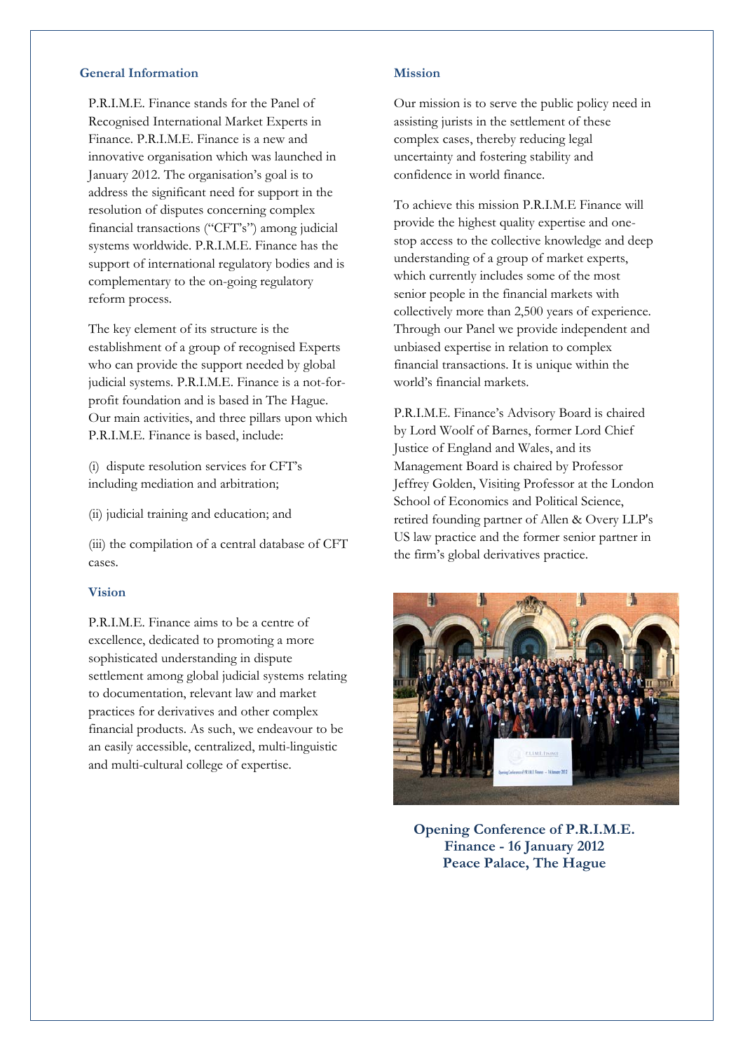### General Information

P.R.I.M.E. Finance stands for the Panel of Recognised International Market Experts in Finance. P.R.I.M.E. Finance is a new and innovative organisation which was launched in January 2012. The organisation's goal is to address the significant need for support in the resolution of disputes concerning complex financial transactions ("CFT's") among judicial systems worldwide. P.R.I.M.E. Finance has the support of international regulatory bodies and is complementary to the on-going regulatory reform process.

The key element of its structure is the establishment of a group of recognised Experts who can provide the support needed by global judicial systems. P.R.I.M.E. Finance is a not-for-profit foundation and is based in The Hague. Our main activities, and three pillars upon which P.R.I.M.E. Finance is based, include:

(i) dispute resolution services for CFT's including mediation and arbitration;

(ii) judicial training and education; and

(iii) the compilation of a central database of CFT cases.

### Vision

P.R.I.M.E. Finance aims to be a centre of excellence, dedicated to promoting a more sophisticated understanding in dispute settlement among global judicial systems relating to documentation, relevant law and market practices for derivatives and other complex financial products. As such, we endeavour to be an easily accessible, centralized, multi-linguistic and multi-cultural college of expertise.

### Mission

Our mission is to serve the public policy need in assisting jurists in the settlement of these complex cases, thereby reducing legal uncertainty and fostering stability and confidence in world finance.

To achieve this mission P.R.I.M.E Finance will provide the highest quality expertise and one-stop access to the collective knowledge and deep understanding of a group of market experts, which currently includes some of the most senior people in the financial markets with collectively more than 2,500 years of experience. Through our Panel we provide independent and unbiased expertise in relation to complex financial transactions. It is unique within the world's financial markets.

P.R.I.M.E. Finance's Advisory Board is chaired by Lord Woolf of Barnes, former Lord Chief Justice of England and Wales, and its Management Board is chaired by Professor Jeffrey Golden, Visiting Professor at the London School of Economics and Political Science, retired founding partner of Allen & Overy LLP's US law practice and the former senior partner in the firm's global derivatives practice.

**Opening Conference of P.R.I.M.E. Finance - 16 January 2012 Peace Palace, The Hague**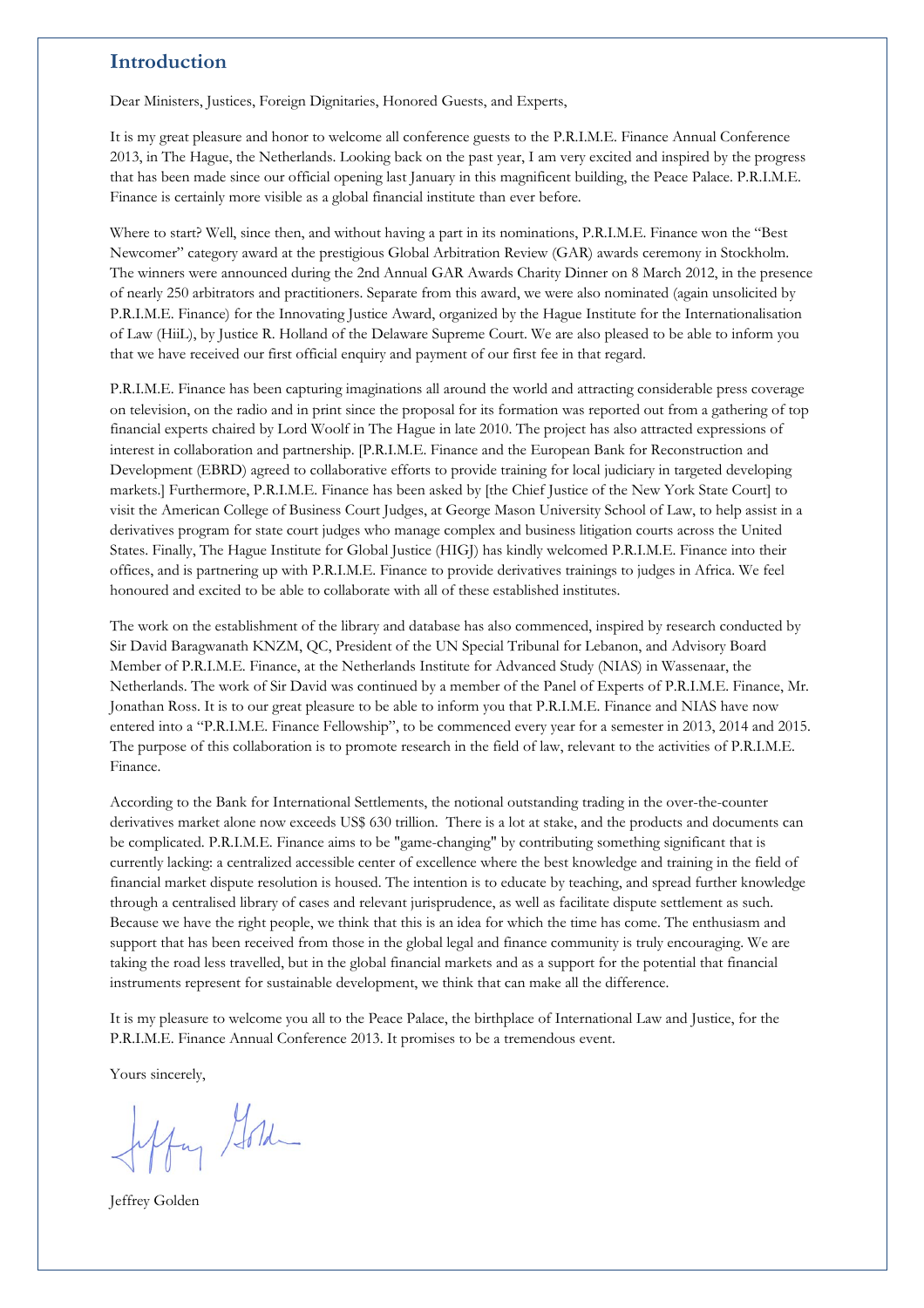## Introduction

Dear Ministers, Justices, Foreign Dignitaries, Honored Guests, and Experts,

It is my great pleasure and honor to welcome all conference guests to the P.R.I.M.E. Finance Annual Conference 2013, in The Hague, the Netherlands. Looking back on the past year, I am very excited and inspired by the progress that has been made since our official opening last January in this magnificent building, the Peace Palace. P.R.I.M.E. Finance is certainly more visible as a global financial institute than ever before.

Where to start? Well, since then, and without having a part in its nominations, P.R.I.M.E. Finance won the "Best Newcomer" category award at the prestigious Global Arbitration Review (GAR) awards ceremony in Stockholm. The winners were announced during the 2nd Annual GAR Awards Charity Dinner on 8 March 2012, in the presence of nearly 250 arbitrators and practitioners. Separate from this award, we were also nominated (again unsolicited by P.R.I.M.E. Finance) for the Innovating Justice Award, organized by the Hague Institute for the Internationalisation of Law (HiiL), by Justice R. Holland of the Delaware Supreme Court. We are also pleased to be able to inform you that we have received our first official enquiry and payment of our first fee in that regard.

P.R.I.M.E. Finance has been capturing imaginations all around the world and attracting considerable press coverage on television, on the radio and in print since the proposal for its formation was reported out from a gathering of top financial experts chaired by Lord Woolf in The Hague in late 2010. The project has also attracted expressions of interest in collaboration and partnership. [P.R.I.M.E. Finance and the European Bank for Reconstruction and Development (EBRD) agreed to collaborative efforts to provide training for local judiciary in targeted developing markets.] Furthermore, P.R.I.M.E. Finance has been asked by [the Chief Justice of the New York State Court] to visit the American College of Business Court Judges, at George Mason University School of Law, to help assist in a derivatives program for state court judges who manage complex and business litigation courts across the United States. Finally, The Hague Institute for Global Justice (HIGJ) has kindly welcomed P.R.I.M.E. Finance into their offices, and is partnering up with P.R.I.M.E. Finance to provide derivatives trainings to judges in Africa. We feel honoured and excited to be able to collaborate with all of these established institutes.

The work on the establishment of the library and database has also commenced, inspired by research conducted by Sir David Baragwanath KNZM, QC, President of the UN Special Tribunal for Lebanon, and Advisory Board Member of P.R.I.M.E. Finance, at the Netherlands Institute for Advanced Study (NIAS) in Wassenaar, the Netherlands. The work of Sir David was continued by a member of the Panel of Experts of P.R.I.M.E. Finance, Mr. Jonathan Ross. It is to our great pleasure to be able to inform you that P.R.I.M.E. Finance and NIAS have now entered into a "P.R.I.M.E. Finance Fellowship", to be commenced every year for a semester in 2013, 2014 and 2015. The purpose of this collaboration is to promote research in the field of law, relevant to the activities of P.R.I.M.E. Finance.

According to the Bank for International Settlements, the notional outstanding trading in the over-the-counter derivatives market alone now exceeds US$ 630 trillion. There is a lot at stake, and the products and documents can be complicated. P.R.I.M.E. Finance aims to be "game-changing" by contributing something significant that is currently lacking: a centralized accessible center of excellence where the best knowledge and training in the field of financial market dispute resolution is housed. The intention is to educate by teaching, and spread further knowledge through a centralised library of cases and relevant jurisprudence, as well as facilitate dispute settlement as such. Because we have the right people, we think that this is an idea for which the time has come. The enthusiasm and support that has been received from those in the global legal and finance community is truly encouraging. We are taking the road less travelled, but in the global financial markets and as a support for the potential that financial instruments represent for sustainable development, we think that can make all the difference.

It is my pleasure to welcome you all to the Peace Palace, the birthplace of International Law and Justice, for the P.R.I.M.E. Finance Annual Conference 2013. It promises to be a tremendous event.

Yours sincerely,

Jeffrey Golden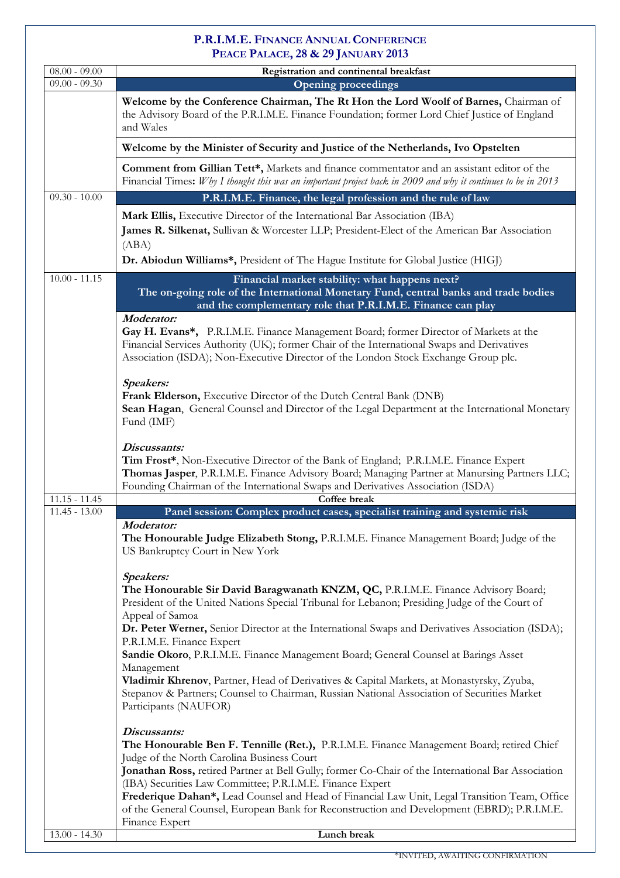# P.R.I.M.E. Finance Annual Conference
## Peace Palace, 28 & 29 January 2013

| Time | Programme |
|---|---|
| 08.00 - 09.00 | **Registration and continental breakfast** |
| 09.00 - 09.30 | **Opening proceedings** |
| | **Welcome by the Conference Chairman, The Rt Hon the Lord Woolf of Barnes,** Chairman of the Advisory Board of the P.R.I.M.E. Finance Foundation; former Lord Chief Justice of England and Wales |
| | **Welcome by the Minister of Security and Justice of the Netherlands, Ivo Opstelten** |
| | **Comment from Gillian Tett\*,** Markets and finance commentator and an assistant editor of the Financial Times**:** *Why I thought this was an important project back in 2009 and why it continues to be in 2013* |
| 09.30 - 10.00 | **P.R.I.M.E. Finance, the legal profession and the rule of law** |
| | **Mark Ellis,** Executive Director of the International Bar Association (IBA)<br>**James R. Silkenat,** Sullivan & Worcester LLP; President-Elect of the American Bar Association (ABA)<br>**Dr. Abiodun Williams\*,** President of The Hague Institute for Global Justice (HIGJ) |
| 10.00 - 11.15 | **Financial market stability: what happens next?<br>The on-going role of the International Monetary Fund, central banks and trade bodies and the complementary role that P.R.I.M.E. Finance can play** |
| | ***Moderator:***<br>**Gay H. Evans\*,** P.R.I.M.E. Finance Management Board; former Director of Markets at the Financial Services Authority (UK); former Chair of the International Swaps and Derivatives Association (ISDA); Non-Executive Director of the London Stock Exchange Group plc.<br><br>***Speakers:***<br>**Frank Elderson,** Executive Director of the Dutch Central Bank (DNB)<br>**Sean Hagan**, General Counsel and Director of the Legal Department at the International Monetary Fund (IMF)<br><br>***Discussants:***<br>**Tim Frost\***, Non-Executive Director of the Bank of England; P.R.I.M.E. Finance Expert<br>**Thomas Jasper**, P.R.I.M.E. Finance Advisory Board; Managing Partner at Manursing Partners LLC; Founding Chairman of the International Swaps and Derivatives Association (ISDA) |
| 11.15 - 11.45 | **Coffee break** |
| 11.45 - 13.00 | **Panel session: Complex product cases, specialist training and systemic risk** |
| | ***Moderator:***<br>**The Honourable Judge Elizabeth Stong,** P.R.I.M.E. Finance Management Board; Judge of the US Bankruptcy Court in New York<br><br>***Speakers:***<br>**The Honourable Sir David Baragwanath KNZM, QC,** P.R.I.M.E. Finance Advisory Board; President of the United Nations Special Tribunal for Lebanon; Presiding Judge of the Court of Appeal of Samoa<br>**Dr. Peter Werner,** Senior Director at the International Swaps and Derivatives Association (ISDA); P.R.I.M.E. Finance Expert<br>**Sandie Okoro**, P.R.I.M.E. Finance Management Board; General Counsel at Barings Asset Management<br>**Vladimir Khrenov**, Partner, Head of Derivatives & Capital Markets, at Monastyrsky, Zyuba, Stepanov & Partners; Counsel to Chairman, Russian National Association of Securities Market Participants (NAUFOR)<br><br>***Discussants:***<br>**The Honourable Ben F. Tennille (Ret.),** P.R.I.M.E. Finance Management Board; retired Chief Judge of the North Carolina Business Court<br>**Jonathan Ross,** retired Partner at Bell Gully; former Co-Chair of the International Bar Association (IBA) Securities Law Committee; P.R.I.M.E. Finance Expert<br>**Frederique Dahan\*,** Lead Counsel and Head of Financial Law Unit, Legal Transition Team, Office of the General Counsel, European Bank for Reconstruction and Development (EBRD); P.R.I.M.E. Finance Expert |
| 13.00 - 14.30 | **Lunch break** |

\*INVITED, AWAITING CONFIRMATION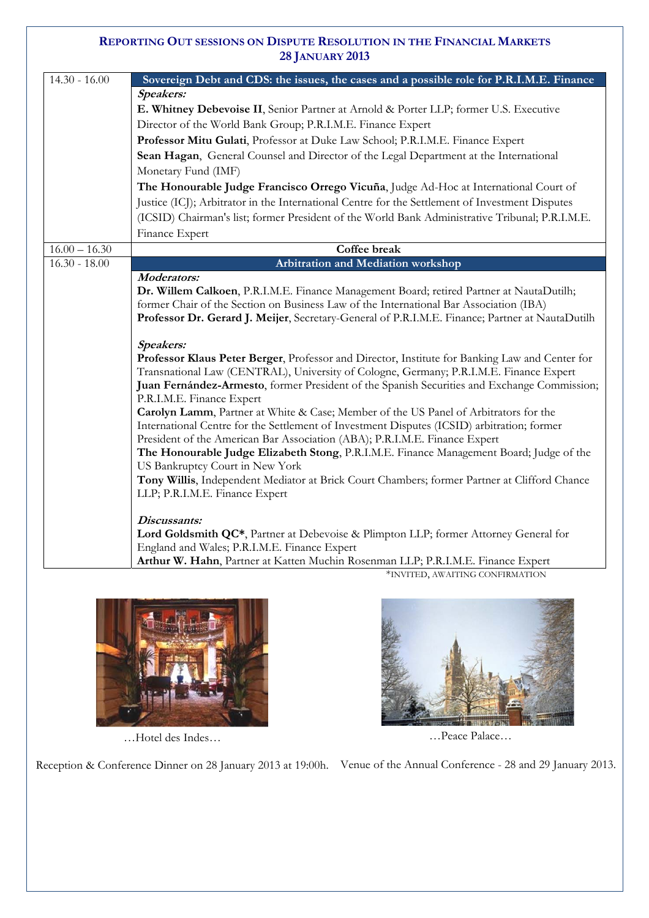## REPORTING OUT SESSIONS ON DISPUTE RESOLUTION IN THE FINANCIAL MARKETS
## 28 JANUARY 2013

| | |
|---|---|
| 14.30 - 16.00 | **Sovereign Debt and CDS: the issues, the cases and a possible role for P.R.I.M.E. Finance** |
| | ***Speakers:*** |
| | **E. Whitney Debevoise II**, Senior Partner at Arnold & Porter LLP; former U.S. Executive Director of the World Bank Group; P.R.I.M.E. Finance Expert |
| | **Professor Mitu Gulati**, Professor at Duke Law School; P.R.I.M.E. Finance Expert |
| | **Sean Hagan**, General Counsel and Director of the Legal Department at the International Monetary Fund (IMF) |
| | **The Honourable Judge Francisco Orrego Vicuña**, Judge Ad-Hoc at International Court of Justice (ICJ); Arbitrator in the International Centre for the Settlement of Investment Disputes (ICSID) Chairman's list; former President of the World Bank Administrative Tribunal; P.R.I.M.E. Finance Expert |
| 16.00 – 16.30 | **Coffee break** |
| 16.30 - 18.00 | **Arbitration and Mediation workshop** |
| | ***Moderators:*** |
| | **Dr. Willem Calkoen**, P.R.I.M.E. Finance Management Board; retired Partner at NautaDutilh; former Chair of the Section on Business Law of the International Bar Association (IBA) |
| | **Professor Dr. Gerard J. Meijer**, Secretary-General of P.R.I.M.E. Finance; Partner at NautaDutilh |
| | ***Speakers:*** |
| | **Professor Klaus Peter Berger**, Professor and Director, Institute for Banking Law and Center for Transnational Law (CENTRAL), University of Cologne, Germany; P.R.I.M.E. Finance Expert |
| | **Juan Fernández-Armesto**, former President of the Spanish Securities and Exchange Commission; P.R.I.M.E. Finance Expert |
| | **Carolyn Lamm**, Partner at White & Case; Member of the US Panel of Arbitrators for the International Centre for the Settlement of Investment Disputes (ICSID) arbitration; former President of the American Bar Association (ABA); P.R.I.M.E. Finance Expert |
| | **The Honourable Judge Elizabeth Stong**, P.R.I.M.E. Finance Management Board; Judge of the US Bankruptcy Court in New York |
| | **Tony Willis**, Independent Mediator at Brick Court Chambers; former Partner at Clifford Chance LLP; P.R.I.M.E. Finance Expert |
| | ***Discussants:*** |
| | **Lord Goldsmith QC***, Partner at Debevoise & Plimpton LLP; former Attorney General for England and Wales; P.R.I.M.E. Finance Expert |
| | **Arthur W. Hahn**, Partner at Katten Muchin Rosenman LLP; P.R.I.M.E. Finance Expert |

*INVITED, AWAITING CONFIRMATION

…Hotel des Indes…

Reception & Conference Dinner on 28 January 2013 at 19:00h.

…Peace Palace…

Venue of the Annual Conference - 28 and 29 January 2013.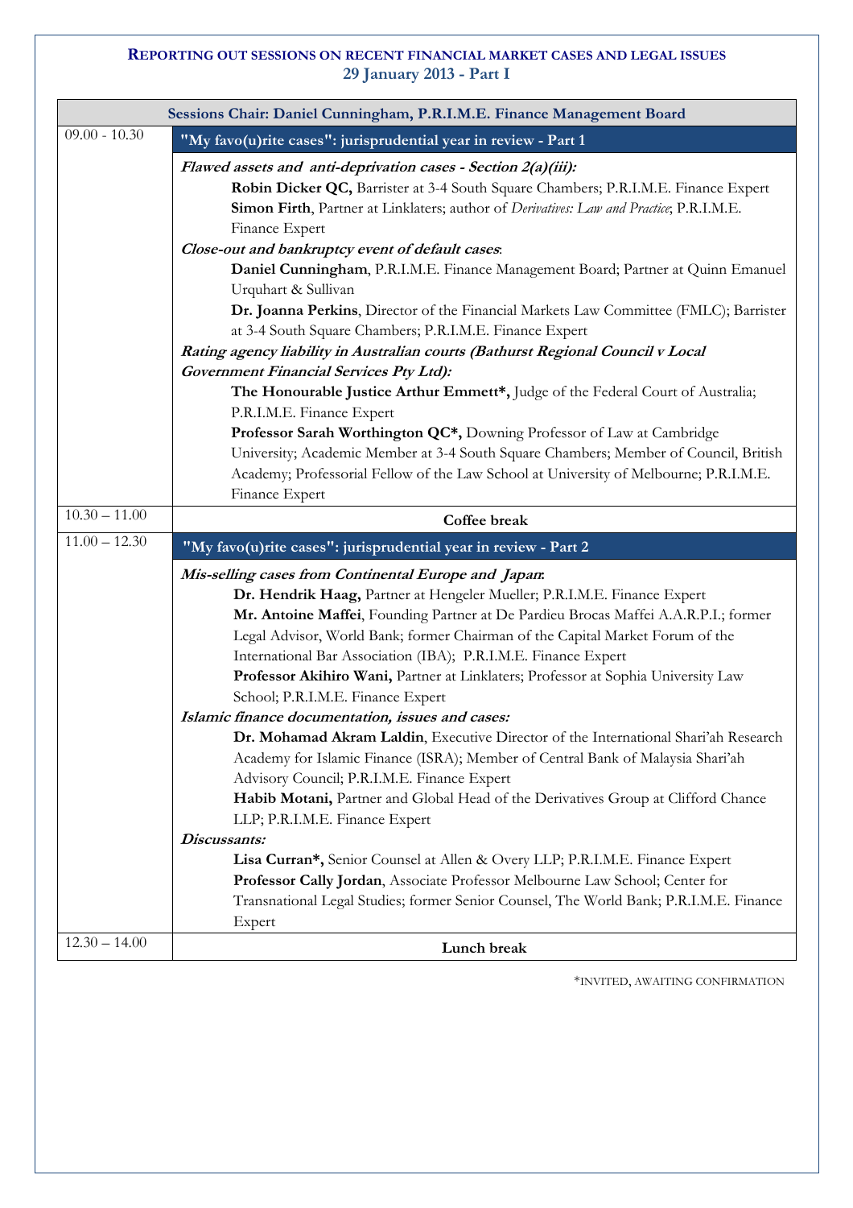## Reporting out sessions on recent financial market cases and legal issues
## 29 January 2013 - Part I

| Sessions Chair: Daniel Cunningham, P.R.I.M.E. Finance Management Board | |
|---|---|
| 09.00 - 10.30 | **"My favo(u)rite cases": jurisprudential year in review - Part 1** |
| | ***Flawed assets and anti-deprivation cases - Section 2(a)(iii):***<br>**Robin Dicker QC,** Barrister at 3-4 South Square Chambers; P.R.I.M.E. Finance Expert<br>**Simon Firth**, Partner at Linklaters; author of *Derivatives: Law and Practice*; P.R.I.M.E. Finance Expert<br>***Close-out and bankruptcy event of default cases***:<br>**Daniel Cunningham**, P.R.I.M.E. Finance Management Board; Partner at Quinn Emanuel Urquhart & Sullivan<br>**Dr. Joanna Perkins**, Director of the Financial Markets Law Committee (FMLC); Barrister at 3-4 South Square Chambers; P.R.I.M.E. Finance Expert<br>***Rating agency liability in Australian courts (Bathurst Regional Council v Local Government Financial Services Pty Ltd):***<br>**The Honourable Justice Arthur Emmett*,** Judge of the Federal Court of Australia; P.R.I.M.E. Finance Expert<br>**Professor Sarah Worthington QC*,** Downing Professor of Law at Cambridge University; Academic Member at 3-4 South Square Chambers; Member of Council, British Academy; Professorial Fellow of the Law School at University of Melbourne; P.R.I.M.E. Finance Expert |
| 10.30 – 11.00 | **Coffee break** |
| 11.00 – 12.30 | **"My favo(u)rite cases": jurisprudential year in review - Part 2** |
| | ***Mis-selling cases from Continental Europe and Japan***:<br>**Dr. Hendrik Haag,** Partner at Hengeler Mueller; P.R.I.M.E. Finance Expert<br>**Mr. Antoine Maffei**, Founding Partner at De Pardieu Brocas Maffei A.A.R.P.I.; former Legal Advisor, World Bank; former Chairman of the Capital Market Forum of the International Bar Association (IBA); P.R.I.M.E. Finance Expert<br>**Professor Akihiro Wani,** Partner at Linklaters; Professor at Sophia University Law School; P.R.I.M.E. Finance Expert<br>***Islamic finance documentation, issues and cases:***<br>**Dr. Mohamad Akram Laldin**, Executive Director of the International Shari'ah Research Academy for Islamic Finance (ISRA); Member of Central Bank of Malaysia Shari'ah Advisory Council; P.R.I.M.E. Finance Expert<br>**Habib Motani,** Partner and Global Head of the Derivatives Group at Clifford Chance LLP; P.R.I.M.E. Finance Expert<br>***Discussants:***<br>**Lisa Curran*,** Senior Counsel at Allen & Overy LLP; P.R.I.M.E. Finance Expert<br>**Professor Cally Jordan**, Associate Professor Melbourne Law School; Center for Transnational Legal Studies; former Senior Counsel, The World Bank; P.R.I.M.E. Finance Expert |
| 12.30 – 14.00 | **Lunch break** |

*INVITED, AWAITING CONFIRMATION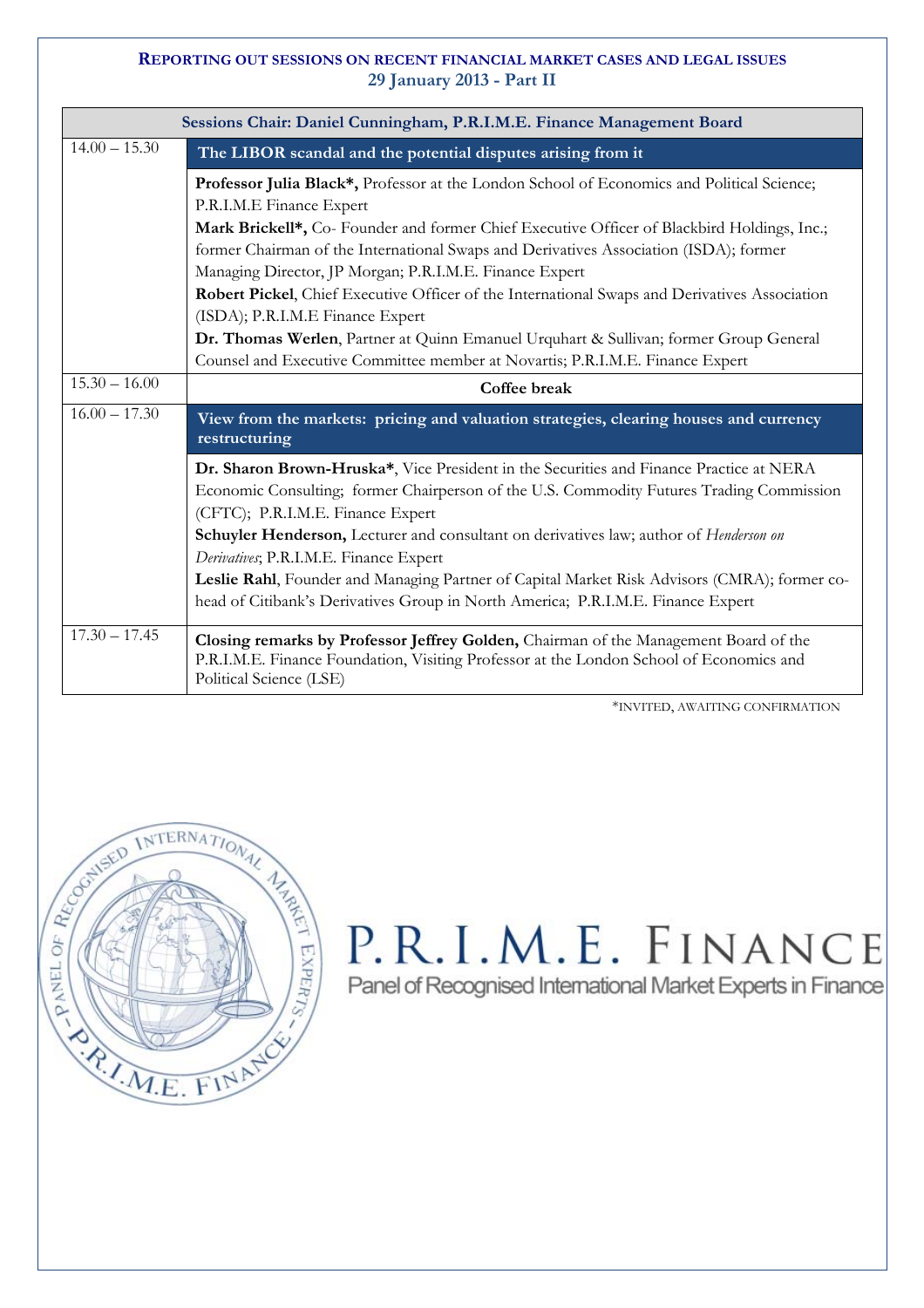## REPORTING OUT SESSIONS ON RECENT FINANCIAL MARKET CASES AND LEGAL ISSUES
## 29 January 2013 - Part II

| Sessions Chair: Daniel Cunningham, P.R.I.M.E. Finance Management Board | |
|---|---|
| 14.00 – 15.30 | **The LIBOR scandal and the potential disputes arising from it** |
| | **Professor Julia Black\***, Professor at the London School of Economics and Political Science; P.R.I.M.E Finance Expert<br>**Mark Brickell\***, Co- Founder and former Chief Executive Officer of Blackbird Holdings, Inc.; former Chairman of the International Swaps and Derivatives Association (ISDA); former Managing Director, JP Morgan; P.R.I.M.E. Finance Expert<br>**Robert Pickel**, Chief Executive Officer of the International Swaps and Derivatives Association (ISDA); P.R.I.M.E Finance Expert<br>**Dr. Thomas Werlen**, Partner at Quinn Emanuel Urquhart & Sullivan; former Group General Counsel and Executive Committee member at Novartis; P.R.I.M.E. Finance Expert |
| 15.30 – 16.00 | **Coffee break** |
| 16.00 – 17.30 | **View from the markets: pricing and valuation strategies, clearing houses and currency restructuring** |
| | **Dr. Sharon Brown-Hruska\***, Vice President in the Securities and Finance Practice at NERA Economic Consulting; former Chairperson of the U.S. Commodity Futures Trading Commission (CFTC); P.R.I.M.E. Finance Expert<br>**Schuyler Henderson,** Lecturer and consultant on derivatives law; author of *Henderson on Derivatives*; P.R.I.M.E. Finance Expert<br>**Leslie Rahl**, Founder and Managing Partner of Capital Market Risk Advisors (CMRA); former co-head of Citibank's Derivatives Group in North America; P.R.I.M.E. Finance Expert |
| 17.30 – 17.45 | **Closing remarks by Professor Jeffrey Golden,** Chairman of the Management Board of the P.R.I.M.E. Finance Foundation, Visiting Professor at the London School of Economics and Political Science (LSE) |

\*INVITED, AWAITING CONFIRMATION

P.R.I.M.E. FINANCE

Panel of Recognised International Market Experts in Finance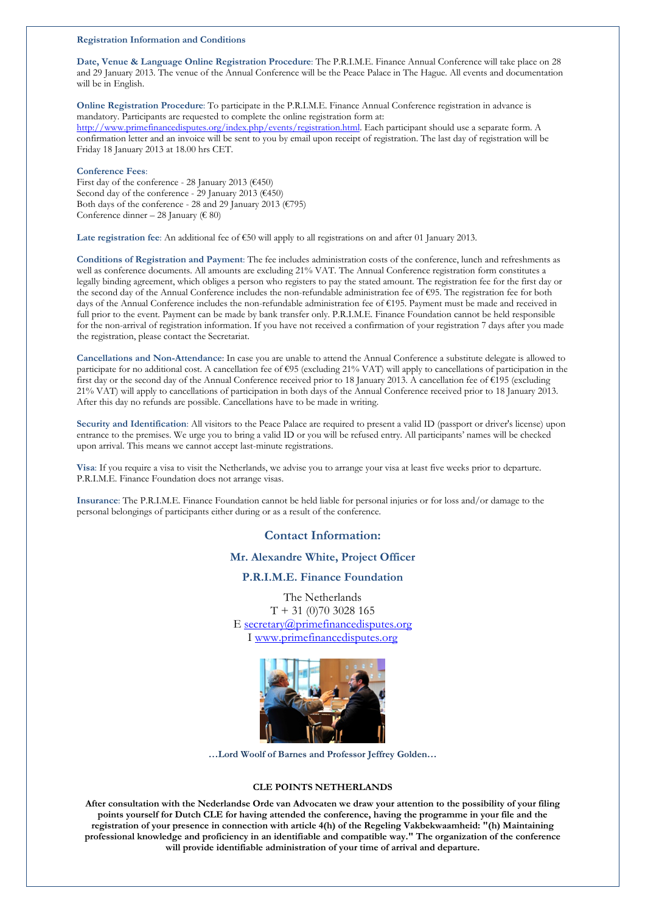**Registration Information and Conditions**

**Date, Venue & Language Online Registration Procedure**: The P.R.I.M.E. Finance Annual Conference will take place on 28 and 29 January 2013. The venue of the Annual Conference will be the Peace Palace in The Hague. All events and documentation will be in English.

**Online Registration Procedure**: To participate in the P.R.I.M.E. Finance Annual Conference registration in advance is mandatory. Participants are requested to complete the online registration form at: http://www.primefinancedisputes.org/index.php/events/registration.html. Each participant should use a separate form. A confirmation letter and an invoice will be sent to you by email upon receipt of registration. The last day of registration will be Friday 18 January 2013 at 18.00 hrs CET.

**Conference Fees**:
First day of the conference - 28 January 2013 (€450)
Second day of the conference - 29 January 2013 (€450)
Both days of the conference - 28 and 29 January 2013 (€795)
Conference dinner – 28 January (€ 80)

**Late registration fee**: An additional fee of €50 will apply to all registrations on and after 01 January 2013.

**Conditions of Registration and Payment**: The fee includes administration costs of the conference, lunch and refreshments as well as conference documents. All amounts are excluding 21% VAT. The Annual Conference registration form constitutes a legally binding agreement, which obliges a person who registers to pay the stated amount. The registration fee for the first day or the second day of the Annual Conference includes the non-refundable administration fee of €95. The registration fee for both days of the Annual Conference includes the non-refundable administration fee of €195. Payment must be made and received in full prior to the event. Payment can be made by bank transfer only. P.R.I.M.E. Finance Foundation cannot be held responsible for the non-arrival of registration information. If you have not received a confirmation of your registration 7 days after you made the registration, please contact the Secretariat.

**Cancellations and Non-Attendance**: In case you are unable to attend the Annual Conference a substitute delegate is allowed to participate for no additional cost. A cancellation fee of €95 (excluding 21% VAT) will apply to cancellations of participation in the first day or the second day of the Annual Conference received prior to 18 January 2013. A cancellation fee of €195 (excluding 21% VAT) will apply to cancellations of participation in both days of the Annual Conference received prior to 18 January 2013. After this day no refunds are possible. Cancellations have to be made in writing.

**Security and Identification**: All visitors to the Peace Palace are required to present a valid ID (passport or driver's license) upon entrance to the premises. We urge you to bring a valid ID or you will be refused entry. All participants' names will be checked upon arrival. This means we cannot accept last-minute registrations.

**Visa**: If you require a visa to visit the Netherlands, we advise you to arrange your visa at least five weeks prior to departure. P.R.I.M.E. Finance Foundation does not arrange visas.

**Insurance**: The P.R.I.M.E. Finance Foundation cannot be held liable for personal injuries or for loss and/or damage to the personal belongings of participants either during or as a result of the conference.

## Contact Information:

### Mr. Alexandre White, Project Officer

### P.R.I.M.E. Finance Foundation

The Netherlands
T + 31 (0)70 3028 165
E secretary@primefinancedisputes.org
I www.primefinancedisputes.org

**…Lord Woolf of Barnes and Professor Jeffrey Golden…**

**CLE POINTS NETHERLANDS**

**After consultation with the Nederlandse Orde van Advocaten we draw your attention to the possibility of your filing points yourself for Dutch CLE for having attended the conference, having the programme in your file and the registration of your presence in connection with article 4(h) of the Regeling Vakbekwaamheid: "(h) Maintaining professional knowledge and proficiency in an identifiable and compatible way." The organization of the conference will provide identifiable administration of your time of arrival and departure.**